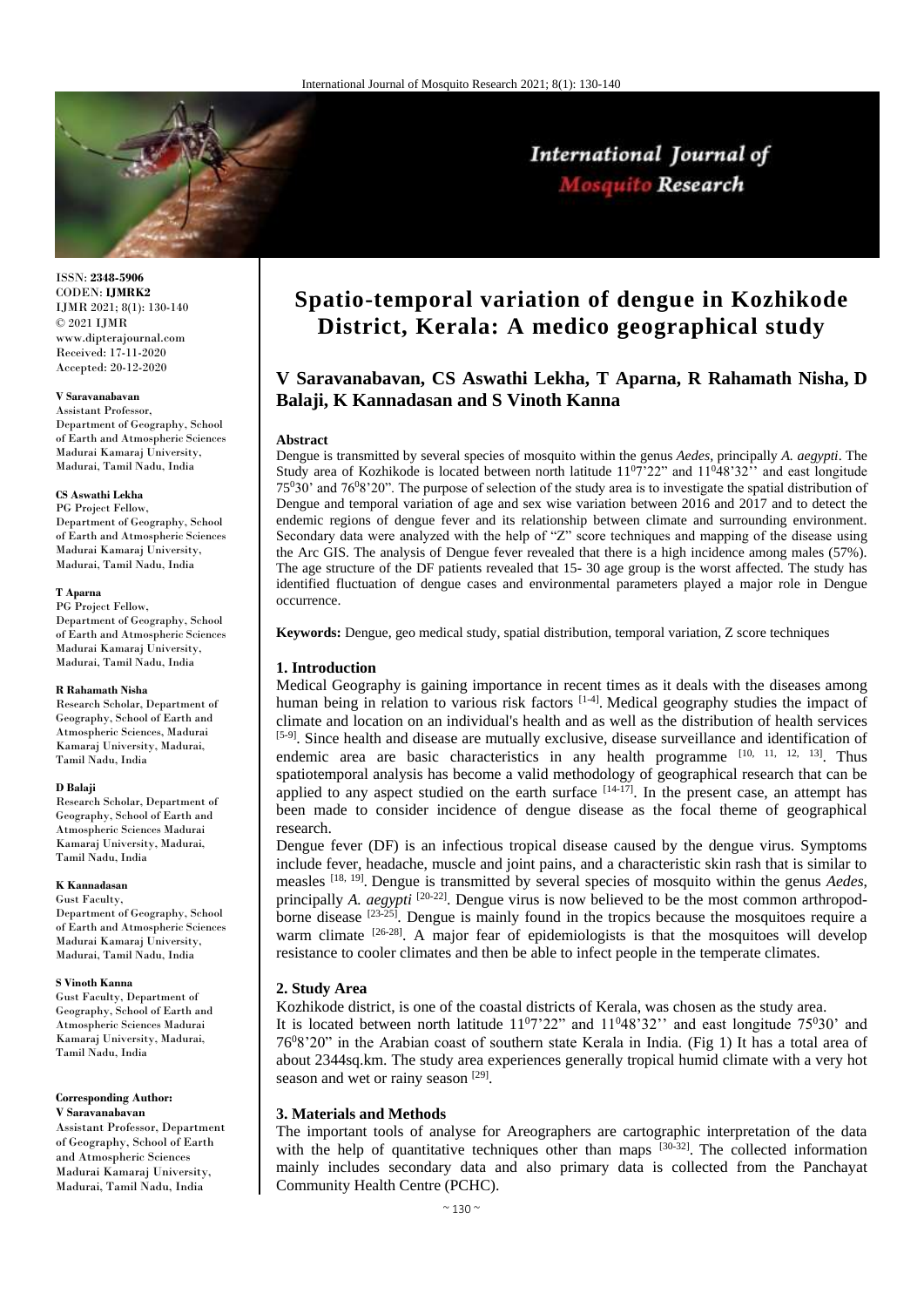ISSN: **2348-5906**
CODEN: **IJMRK2**
IJMR 2021; 8(1): 130-140
© 2021 IJMR
www.dipterajournal.com
Received: 17-11-2020
Accepted: 20-12-2020

**V Saravanabavan**
Assistant Professor, Department of Geography, School of Earth and Atmospheric Sciences Madurai Kamaraj University, Madurai, Tamil Nadu, India

**CS Aswathi Lekha**
PG Project Fellow, Department of Geography, School of Earth and Atmospheric Sciences Madurai Kamaraj University, Madurai, Tamil Nadu, India

**T Aparna**
PG Project Fellow, Department of Geography, School of Earth and Atmospheric Sciences Madurai Kamaraj University, Madurai, Tamil Nadu, India

**R Rahamath Nisha**
Research Scholar, Department of Geography, School of Earth and Atmospheric Sciences, Madurai Kamaraj University, Madurai, Tamil Nadu, India

**D Balaji**
Research Scholar, Department of Geography, School of Earth and Atmospheric Sciences Madurai Kamaraj University, Madurai, Tamil Nadu, India

**K Kannadasan**
Gust Faculty, Department of Geography, School of Earth and Atmospheric Sciences Madurai Kamaraj University, Madurai, Tamil Nadu, India

**S Vinoth Kanna**
Gust Faculty, Department of Geography, School of Earth and Atmospheric Sciences Madurai Kamaraj University, Madurai, Tamil Nadu, India

**Corresponding Author:**
**V Saravanabavan**
Assistant Professor, Department of Geography, School of Earth and Atmospheric Sciences Madurai Kamaraj University, Madurai, Tamil Nadu, India

# Spatio-temporal variation of dengue in Kozhikode District, Kerala: A medico geographical study

**V Saravanabavan, CS Aswathi Lekha, T Aparna, R Rahamath Nisha, D Balaji, K Kannadasan and S Vinoth Kanna**

**Abstract**

Dengue is transmitted by several species of mosquito within the genus *Aedes*, principally *A. aegypti*. The Study area of Kozhikode is located between north latitude $11^0$7'22" and $11^0$48'32'' and east longitude $75^0$30' and $76^0$8'20". The purpose of selection of the study area is to investigate the spatial distribution of Dengue and temporal variation of age and sex wise variation between 2016 and 2017 and to detect the endemic regions of dengue fever and its relationship between climate and surrounding environment. Secondary data were analyzed with the help of "Z" score techniques and mapping of the disease using the Arc GIS. The analysis of Dengue fever revealed that there is a high incidence among males (57%). The age structure of the DF patients revealed that 15- 30 age group is the worst affected. The study has identified fluctuation of dengue cases and environmental parameters played a major role in Dengue occurrence.

**Keywords:** Dengue, geo medical study, spatial distribution, temporal variation, Z score techniques

## 1. Introduction

Medical Geography is gaining importance in recent times as it deals with the diseases among human being in relation to various risk factors [1-4]. Medical geography studies the impact of climate and location on an individual's health and as well as the distribution of health services [5-9]. Since health and disease are mutually exclusive, disease surveillance and identification of endemic area are basic characteristics in any health programme [10, 11, 12, 13]. Thus spatiotemporal analysis has become a valid methodology of geographical research that can be applied to any aspect studied on the earth surface [14-17]. In the present case, an attempt has been made to consider incidence of dengue disease as the focal theme of geographical research.

Dengue fever (DF) is an infectious tropical disease caused by the dengue virus. Symptoms include fever, headache, muscle and joint pains, and a characteristic skin rash that is similar to measles [18, 19]. Dengue is transmitted by several species of mosquito within the genus *Aedes*, principally *A. aegypti* [20-22]. Dengue virus is now believed to be the most common arthropod-borne disease [23-25]. Dengue is mainly found in the tropics because the mosquitoes require a warm climate [26-28]. A major fear of epidemiologists is that the mosquitoes will develop resistance to cooler climates and then be able to infect people in the temperate climates.

## 2. Study Area

Kozhikode district, is one of the coastal districts of Kerala, was chosen as the study area.

It is located between north latitude $11^0$7'22" and $11^0$48'32'' and east longitude $75^0$30' and $76^0$8'20" in the Arabian coast of southern state Kerala in India. (Fig 1) It has a total area of about 2344sq.km. The study area experiences generally tropical humid climate with a very hot season and wet or rainy season [29].

## 3. Materials and Methods

The important tools of analyse for Areographers are cartographic interpretation of the data with the help of quantitative techniques other than maps [30-32]. The collected information mainly includes secondary data and also primary data is collected from the Panchayat Community Health Centre (PCHC).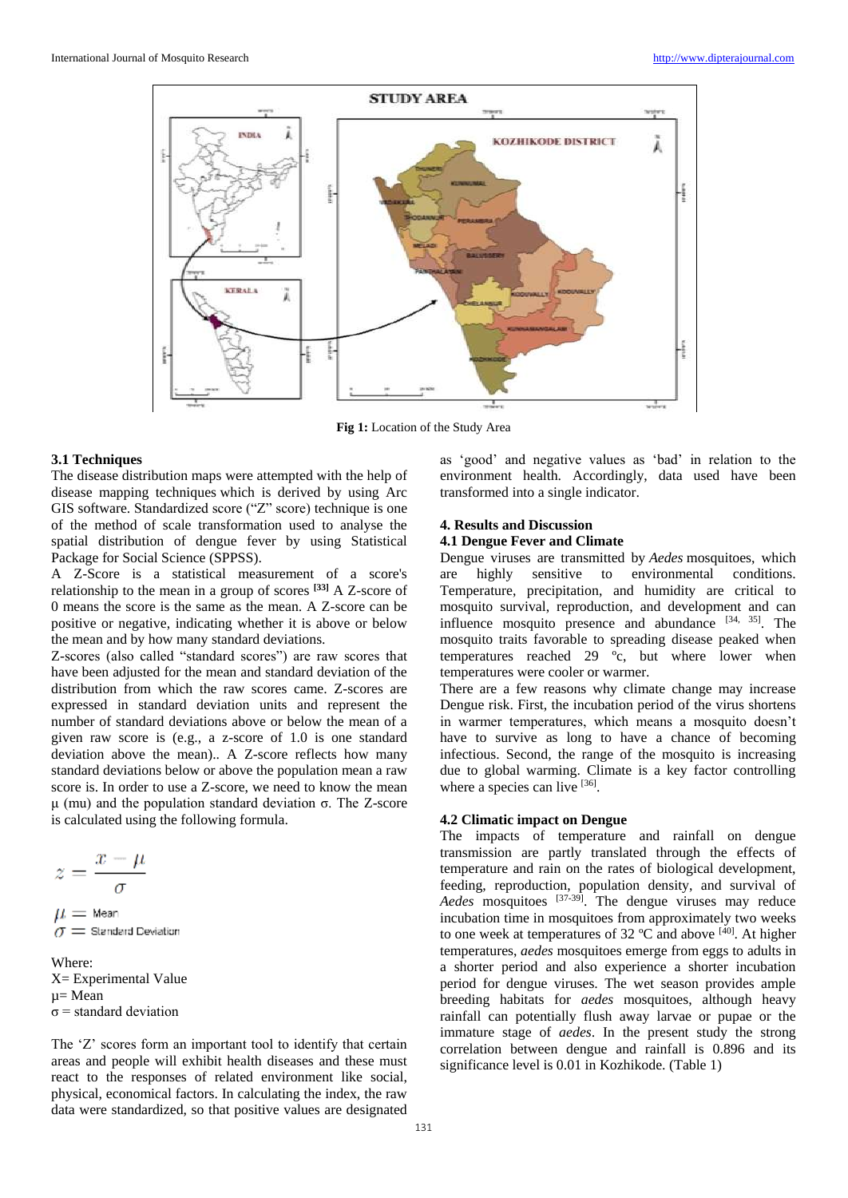Fig 1: Location of the Study Area

### 3.1 Techniques

The disease distribution maps were attempted with the help of disease mapping techniques which is derived by using Arc GIS software. Standardized score ("Z" score) technique is one of the method of scale transformation used to analyse the spatial distribution of dengue fever by using Statistical Package for Social Science (SPPSS).

A Z-Score is a statistical measurement of a score's relationship to the mean in a group of scores [33] A Z-score of 0 means the score is the same as the mean. A Z-score can be positive or negative, indicating whether it is above or below the mean and by how many standard deviations.

Z-scores (also called "standard scores") are raw scores that have been adjusted for the mean and standard deviation of the distribution from which the raw scores came. Z-scores are expressed in standard deviation units and represent the number of standard deviations above or below the mean of a given raw score is (e.g., a z-score of 1.0 is one standard deviation above the mean).. A Z-score reflects how many standard deviations below or above the population mean a raw score is. In order to use a Z-score, we need to know the mean μ (mu) and the population standard deviation σ. The Z-score is calculated using the following formula.

$$z = \frac{x - \mu}{\sigma}$$

$\mu$ = Mean
$\sigma$ = Standard Deviation

Where:
X= Experimental Value
μ= Mean
σ = standard deviation

The 'Z' scores form an important tool to identify that certain areas and people will exhibit health diseases and these must react to the responses of related environment like social, physical, economical factors. In calculating the index, the raw data were standardized, so that positive values are designated as 'good' and negative values as 'bad' in relation to the environment health. Accordingly, data used have been transformed into a single indicator.

## 4. Results and Discussion

### 4.1 Dengue Fever and Climate

Dengue viruses are transmitted by *Aedes* mosquitoes, which are highly sensitive to environmental conditions. Temperature, precipitation, and humidity are critical to mosquito survival, reproduction, and development and can influence mosquito presence and abundance [34, 35]. The mosquito traits favorable to spreading disease peaked when temperatures reached 29 ºc, but where lower when temperatures were cooler or warmer.

There are a few reasons why climate change may increase Dengue risk. First, the incubation period of the virus shortens in warmer temperatures, which means a mosquito doesn't have to survive as long to have a chance of becoming infectious. Second, the range of the mosquito is increasing due to global warming. Climate is a key factor controlling where a species can live [36].

### 4.2 Climatic impact on Dengue

The impacts of temperature and rainfall on dengue transmission are partly translated through the effects of temperature and rain on the rates of biological development, feeding, reproduction, population density, and survival of *Aedes* mosquitoes [37-39]. The dengue viruses may reduce incubation time in mosquitoes from approximately two weeks to one week at temperatures of 32 ºC and above [40]. At higher temperatures, *aedes* mosquitoes emerge from eggs to adults in a shorter period and also experience a shorter incubation period for dengue viruses. The wet season provides ample breeding habitats for *aedes* mosquitoes, although heavy rainfall can potentially flush away larvae or pupae or the immature stage of *aedes*. In the present study the strong correlation between dengue and rainfall is 0.896 and its significance level is 0.01 in Kozhikode. (Table 1)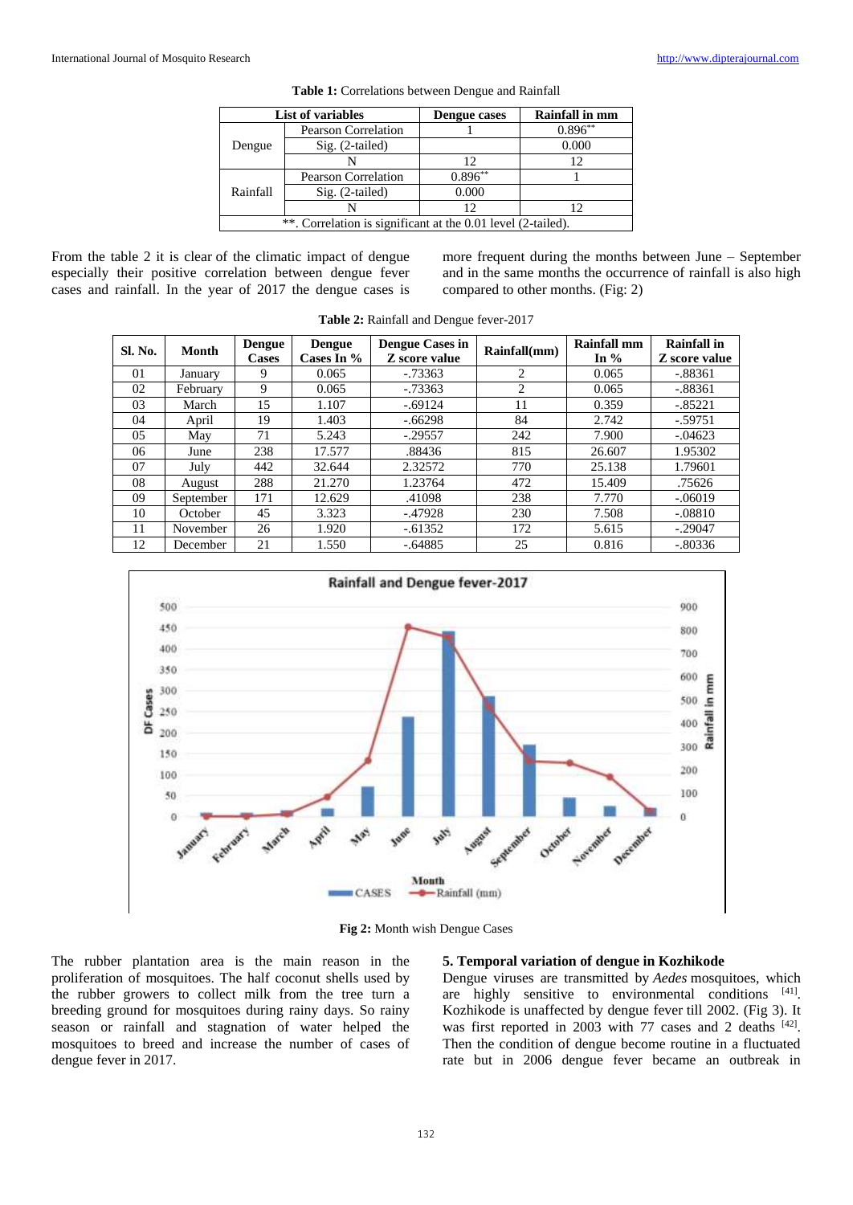**Table 1:** Correlations between Dengue and Rainfall

| List of variables | | Dengue cases | Rainfall in mm |
|---|---|---|---|
| Dengue | Pearson Correlation | 1 | 0.896** |
| | Sig. (2-tailed) | | 0.000 |
| | N | 12 | 12 |
| Rainfall | Pearson Correlation | 0.896** | 1 |
| | Sig. (2-tailed) | 0.000 | |
| | N | 12 | 12 |
| **. Correlation is significant at the 0.01 level (2-tailed). | | | |

From the table 2 it is clear of the climatic impact of dengue especially their positive correlation between dengue fever cases and rainfall. In the year of 2017 the dengue cases is more frequent during the months between June – September and in the same months the occurrence of rainfall is also high compared to other months. (Fig: 2)

**Table 2:** Rainfall and Dengue fever-2017

| Sl. No. | Month | Dengue Cases | Dengue Cases In % | Dengue Cases in Z score value | Rainfall(mm) | Rainfall mm In % | Rainfall in Z score value |
|---|---|---|---|---|---|---|---|
| 01 | January | 9 | 0.065 | -.73363 | 2 | 0.065 | -.88361 |
| 02 | February | 9 | 0.065 | -.73363 | 2 | 0.065 | -.88361 |
| 03 | March | 15 | 1.107 | -.69124 | 11 | 0.359 | -.85221 |
| 04 | April | 19 | 1.403 | -.66298 | 84 | 2.742 | -.59751 |
| 05 | May | 71 | 5.243 | -.29557 | 242 | 7.900 | -.04623 |
| 06 | June | 238 | 17.577 | .88436 | 815 | 26.607 | 1.95302 |
| 07 | July | 442 | 32.644 | 2.32572 | 770 | 25.138 | 1.79601 |
| 08 | August | 288 | 21.270 | 1.23764 | 472 | 15.409 | .75626 |
| 09 | September | 171 | 12.629 | .41098 | 238 | 7.770 | -.06019 |
| 10 | October | 45 | 3.323 | -.47928 | 230 | 7.508 | -.08810 |
| 11 | November | 26 | 1.920 | -.61352 | 172 | 5.615 | -.29047 |
| 12 | December | 21 | 1.550 | -.64885 | 25 | 0.816 | -.80336 |

**Fig 2:** Month wish Dengue Cases

The rubber plantation area is the main reason in the proliferation of mosquitoes. The half coconut shells used by the rubber growers to collect milk from the tree turn a breeding ground for mosquitoes during rainy days. So rainy season or rainfall and stagnation of water helped the mosquitoes to breed and increase the number of cases of dengue fever in 2017.

### 5. Temporal variation of dengue in Kozhikode

Dengue viruses are transmitted by *Aedes* mosquitoes, which are highly sensitive to environmental conditions [41]. Kozhikode is unaffected by dengue fever till 2002. (Fig 3). It was first reported in 2003 with 77 cases and 2 deaths [42]. Then the condition of dengue become routine in a fluctuated rate but in 2006 dengue fever became an outbreak in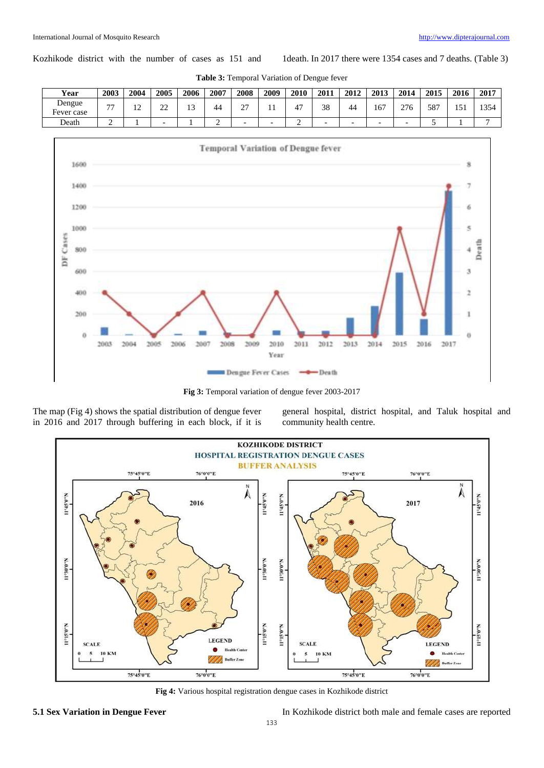Kozhikode district with the number of cases as 151 and 1death. In 2017 there were 1354 cases and 7 deaths. (Table 3)

**Table 3:** Temporal Variation of Dengue fever

| Year | 2003 | 2004 | 2005 | 2006 | 2007 | 2008 | 2009 | 2010 | 2011 | 2012 | 2013 | 2014 | 2015 | 2016 | 2017 |
|---|---|---|---|---|---|---|---|---|---|---|---|---|---|---|---|
| Dengue Fever case | 77 | 12 | 22 | 13 | 44 | 27 | 11 | 47 | 38 | 44 | 167 | 276 | 587 | 151 | 1354 |
| Death | 2 | 1 | - | 1 | 2 | - | - | 2 | - | - | - | - | 5 | 1 | 7 |

**Fig 3:** Temporal variation of dengue fever 2003-2017

The map (Fig 4) shows the spatial distribution of dengue fever in 2016 and 2017 through buffering in each block, if it is general hospital, district hospital, and Taluk hospital and community health centre.

**Fig 4:** Various hospital registration dengue cases in Kozhikode district

### 5.1 Sex Variation in Dengue Fever

In Kozhikode district both male and female cases are reported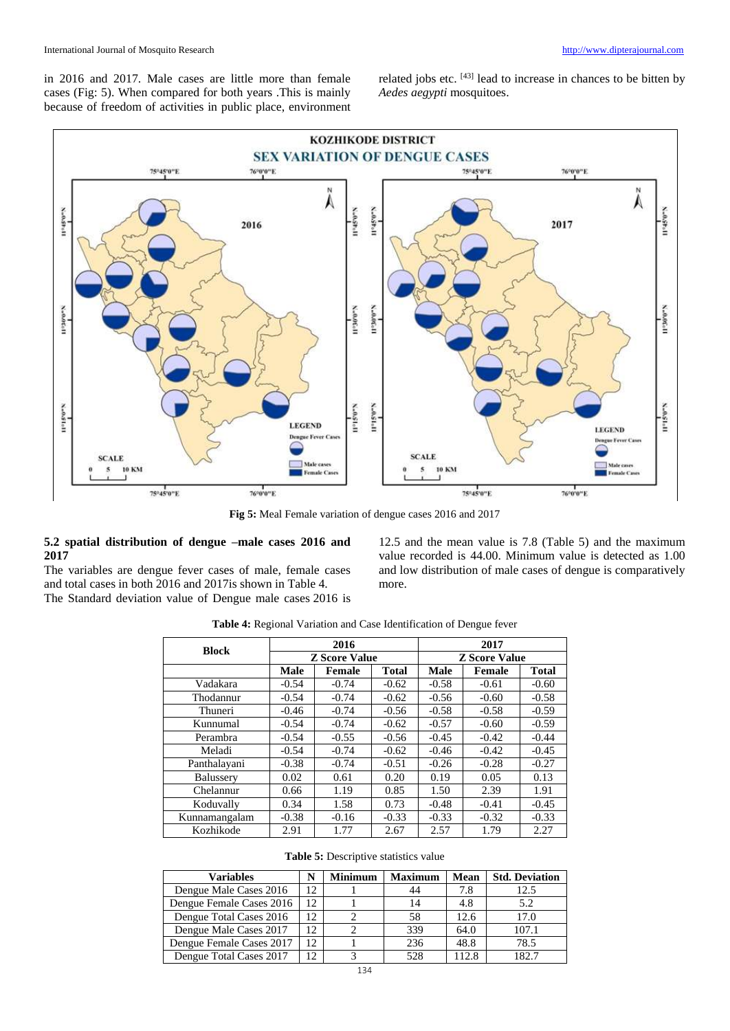in 2016 and 2017. Male cases are little more than female cases (Fig: 5). When compared for both years .This is mainly because of freedom of activities in public place, environment related jobs etc. [43] lead to increase in chances to be bitten by *Aedes aegypti* mosquitoes.

**Fig 5:** Meal Female variation of dengue cases 2016 and 2017

### 5.2 spatial distribution of dengue –male cases 2016 and 2017

The variables are dengue fever cases of male, female cases and total cases in both 2016 and 2017is shown in Table 4.

The Standard deviation value of Dengue male cases 2016 is 12.5 and the mean value is 7.8 (Table 5) and the maximum value recorded is 44.00. Minimum value is detected as 1.00 and low distribution of male cases of dengue is comparatively more.

**Table 4:** Regional Variation and Case Identification of Dengue fever

| Block | 2016 | | | 2017 | | |
|---|---|---|---|---|---|---|
| | Z Score Value | | | Z Score Value | | |
| | Male | Female | Total | Male | Female | Total |
| Vadakara | -0.54 | -0.74 | -0.62 | -0.58 | -0.61 | -0.60 |
| Thodannur | -0.54 | -0.74 | -0.62 | -0.56 | -0.60 | -0.58 |
| Thuneri | -0.46 | -0.74 | -0.56 | -0.58 | -0.58 | -0.59 |
| Kunnumal | -0.54 | -0.74 | -0.62 | -0.57 | -0.60 | -0.59 |
| Perambra | -0.54 | -0.55 | -0.56 | -0.45 | -0.42 | -0.44 |
| Meladi | -0.54 | -0.74 | -0.62 | -0.46 | -0.42 | -0.45 |
| Panthalayani | -0.38 | -0.74 | -0.51 | -0.26 | -0.28 | -0.27 |
| Balussery | 0.02 | 0.61 | 0.20 | 0.19 | 0.05 | 0.13 |
| Chelannur | 0.66 | 1.19 | 0.85 | 1.50 | 2.39 | 1.91 |
| Koduvally | 0.34 | 1.58 | 0.73 | -0.48 | -0.41 | -0.45 |
| Kunnamangalam | -0.38 | -0.16 | -0.33 | -0.33 | -0.32 | -0.33 |
| Kozhikode | 2.91 | 1.77 | 2.67 | 2.57 | 1.79 | 2.27 |

**Table 5:** Descriptive statistics value

| Variables | N | Minimum | Maximum | Mean | Std. Deviation |
|---|---|---|---|---|---|
| Dengue Male Cases 2016 | 12 | 1 | 44 | 7.8 | 12.5 |
| Dengue Female Cases 2016 | 12 | 1 | 14 | 4.8 | 5.2 |
| Dengue Total Cases 2016 | 12 | 2 | 58 | 12.6 | 17.0 |
| Dengue Male Cases 2017 | 12 | 2 | 339 | 64.0 | 107.1 |
| Dengue Female Cases 2017 | 12 | 1 | 236 | 48.8 | 78.5 |
| Dengue Total Cases 2017 | 12 | 3 | 528 | 112.8 | 182.7 |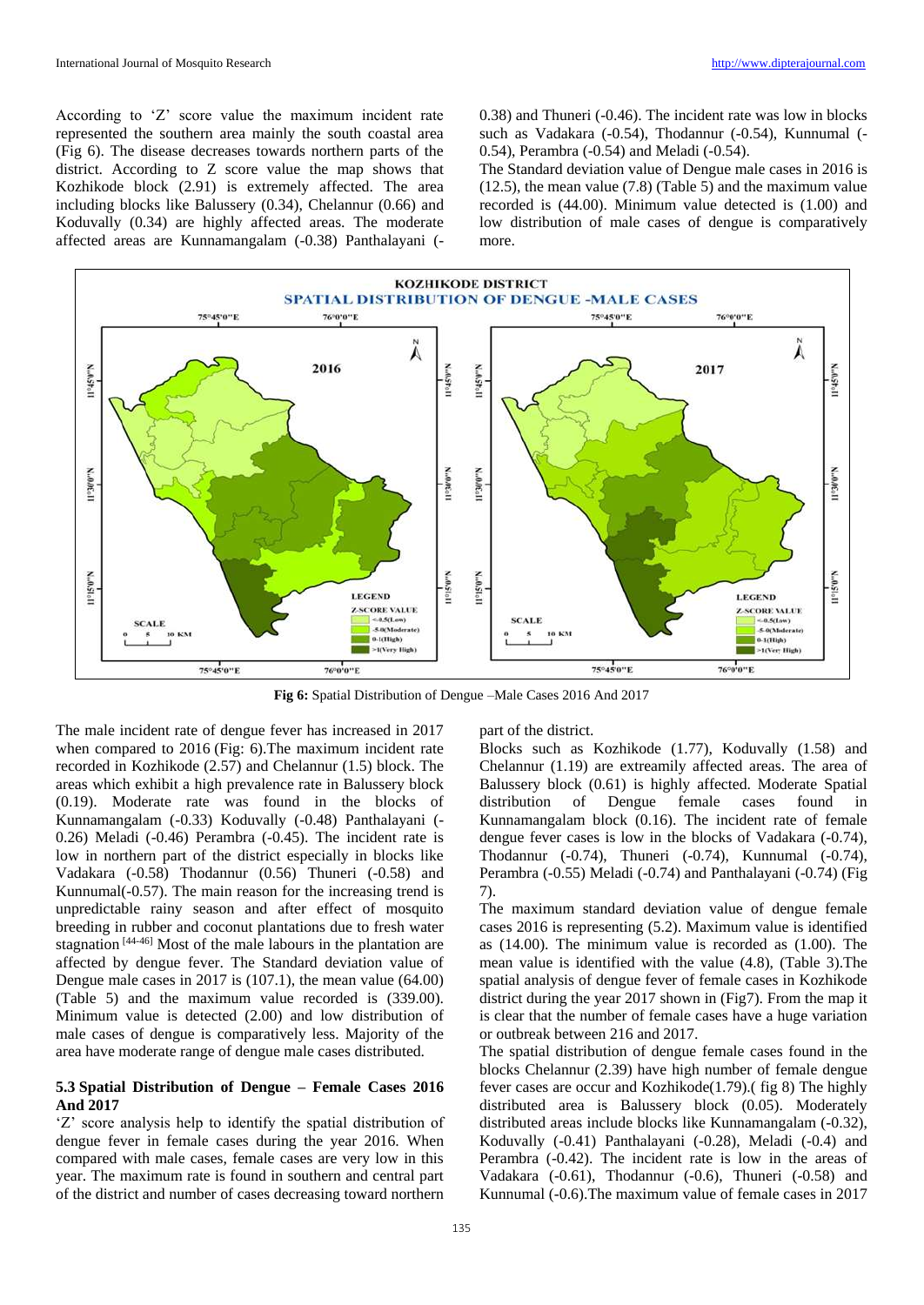According to 'Z' score value the maximum incident rate represented the southern area mainly the south coastal area (Fig 6). The disease decreases towards northern parts of the district. According to Z score value the map shows that Kozhikode block (2.91) is extremely affected. The area including blocks like Balussery (0.34), Chelannur (0.66) and Koduvally (0.34) are highly affected areas. The moderate affected areas are Kunnamangalam (-0.38) Panthalayani (-0.38) and Thuneri (-0.46). The incident rate was low in blocks such as Vadakara (-0.54), Thodannur (-0.54), Kunnumal (-0.54), Perambra (-0.54) and Meladi (-0.54).

The Standard deviation value of Dengue male cases in 2016 is (12.5), the mean value (7.8) (Table 5) and the maximum value recorded is (44.00). Minimum value detected is (1.00) and low distribution of male cases of dengue is comparatively more.

**Fig 6:** Spatial Distribution of Dengue –Male Cases 2016 And 2017

The male incident rate of dengue fever has increased in 2017 when compared to 2016 (Fig: 6).The maximum incident rate recorded in Kozhikode (2.57) and Chelannur (1.5) block. The areas which exhibit a high prevalence rate in Balussery block (0.19). Moderate rate was found in the blocks of Kunnamangalam (-0.33) Koduvally (-0.48) Panthalayani (-0.26) Meladi (-0.46) Perambra (-0.45). The incident rate is low in northern part of the district especially in blocks like Vadakara (-0.58) Thodannur (0.56) Thuneri (-0.58) and Kunnumal(-0.57). The main reason for the increasing trend is unpredictable rainy season and after effect of mosquito breeding in rubber and coconut plantations due to fresh water stagnation [44-46] Most of the male labours in the plantation are affected by dengue fever. The Standard deviation value of Dengue male cases in 2017 is (107.1), the mean value (64.00) (Table 5) and the maximum value recorded is (339.00). Minimum value is detected (2.00) and low distribution of male cases of dengue is comparatively less. Majority of the area have moderate range of dengue male cases distributed.

### 5.3 Spatial Distribution of Dengue – Female Cases 2016 And 2017

'Z' score analysis help to identify the spatial distribution of dengue fever in female cases during the year 2016. When compared with male cases, female cases are very low in this year. The maximum rate is found in southern and central part of the district and number of cases decreasing toward northern part of the district.

Blocks such as Kozhikode (1.77), Koduvally (1.58) and Chelannur (1.19) are extreamily affected areas. The area of Balussery block (0.61) is highly affected. Moderate Spatial distribution of Dengue female cases found in Kunnamangalam block (0.16). The incident rate of female dengue fever cases is low in the blocks of Vadakara (-0.74), Thodannur (-0.74), Thuneri (-0.74), Kunnumal (-0.74), Perambra (-0.55) Meladi (-0.74) and Panthalayani (-0.74) (Fig 7).

The maximum standard deviation value of dengue female cases 2016 is representing (5.2). Maximum value is identified as (14.00). The minimum value is recorded as (1.00). The mean value is identified with the value (4.8), (Table 3).The spatial analysis of dengue fever of female cases in Kozhikode district during the year 2017 shown in (Fig7). From the map it is clear that the number of female cases have a huge variation or outbreak between 216 and 2017.

The spatial distribution of dengue female cases found in the blocks Chelannur (2.39) have high number of female dengue fever cases are occur and Kozhikode(1.79).( fig 8) The highly distributed area is Balussery block (0.05). Moderately distributed areas include blocks like Kunnamangalam (-0.32), Koduvally (-0.41) Panthalayani (-0.28), Meladi (-0.4) and Perambra (-0.42). The incident rate is low in the areas of Vadakara (-0.61), Thodannur (-0.6), Thuneri (-0.58) and Kunnumal (-0.6).The maximum value of female cases in 2017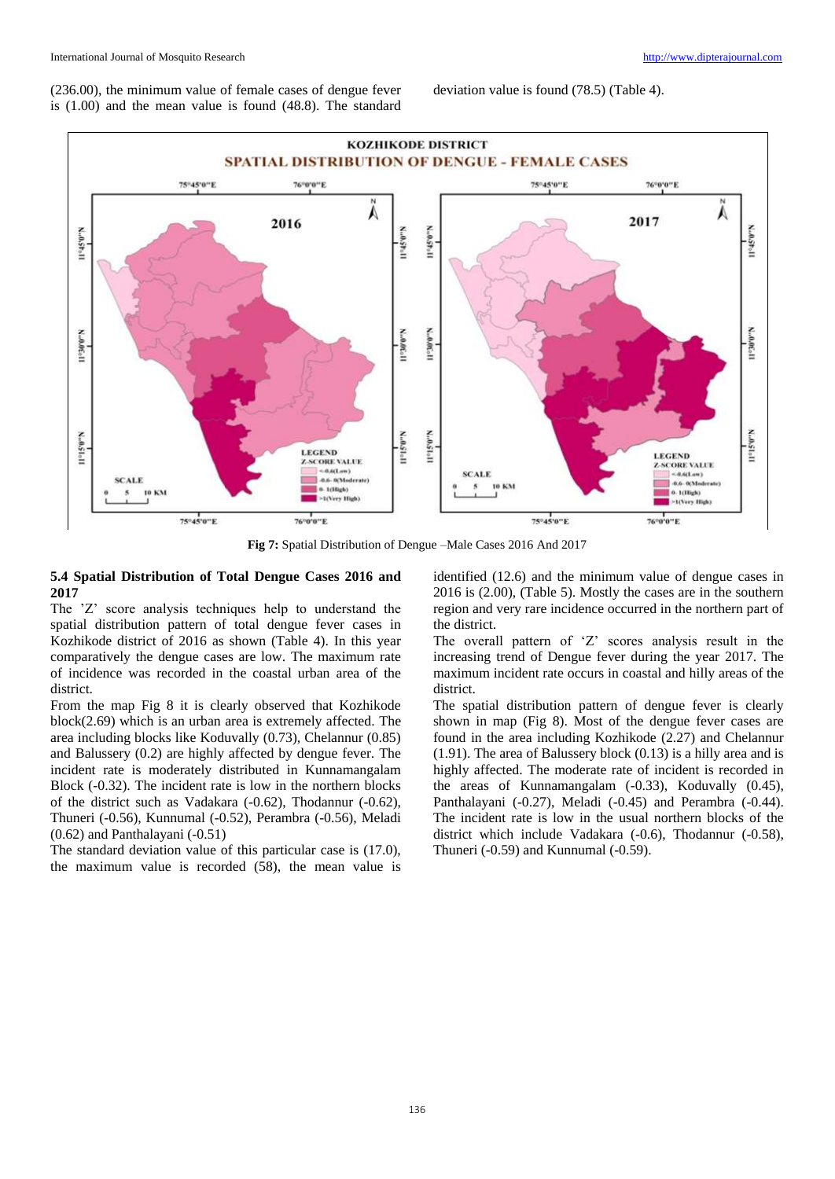(236.00), the minimum value of female cases of dengue fever is (1.00) and the mean value is found (48.8). The standard deviation value is found (78.5) (Table 4).

**Fig 7:** Spatial Distribution of Dengue –Male Cases 2016 And 2017

### 5.4 Spatial Distribution of Total Dengue Cases 2016 and 2017

The 'Z' score analysis techniques help to understand the spatial distribution pattern of total dengue fever cases in Kozhikode district of 2016 as shown (Table 4). In this year comparatively the dengue cases are low. The maximum rate of incidence was recorded in the coastal urban area of the district.

From the map Fig 8 it is clearly observed that Kozhikode block(2.69) which is an urban area is extremely affected. The area including blocks like Koduvally (0.73), Chelannur (0.85) and Balussery (0.2) are highly affected by dengue fever. The incident rate is moderately distributed in Kunnamangalam Block (-0.32). The incident rate is low in the northern blocks of the district such as Vadakara (-0.62), Thodannur (-0.62), Thuneri (-0.56), Kunnumal (-0.52), Perambra (-0.56), Meladi (0.62) and Panthalayani (-0.51)

The standard deviation value of this particular case is (17.0), the maximum value is recorded (58), the mean value is identified (12.6) and the minimum value of dengue cases in 2016 is (2.00), (Table 5). Mostly the cases are in the southern region and very rare incidence occurred in the northern part of the district.

The overall pattern of 'Z' scores analysis result in the increasing trend of Dengue fever during the year 2017. The maximum incident rate occurs in coastal and hilly areas of the district.

The spatial distribution pattern of dengue fever is clearly shown in map (Fig 8). Most of the dengue fever cases are found in the area including Kozhikode (2.27) and Chelannur (1.91). The area of Balussery block (0.13) is a hilly area and is highly affected. The moderate rate of incident is recorded in the areas of Kunnamangalam (-0.33), Koduvally (0.45), Panthalayani (-0.27), Meladi (-0.45) and Perambra (-0.44). The incident rate is low in the usual northern blocks of the district which include Vadakara (-0.6), Thodannur (-0.58), Thuneri (-0.59) and Kunnumal (-0.59).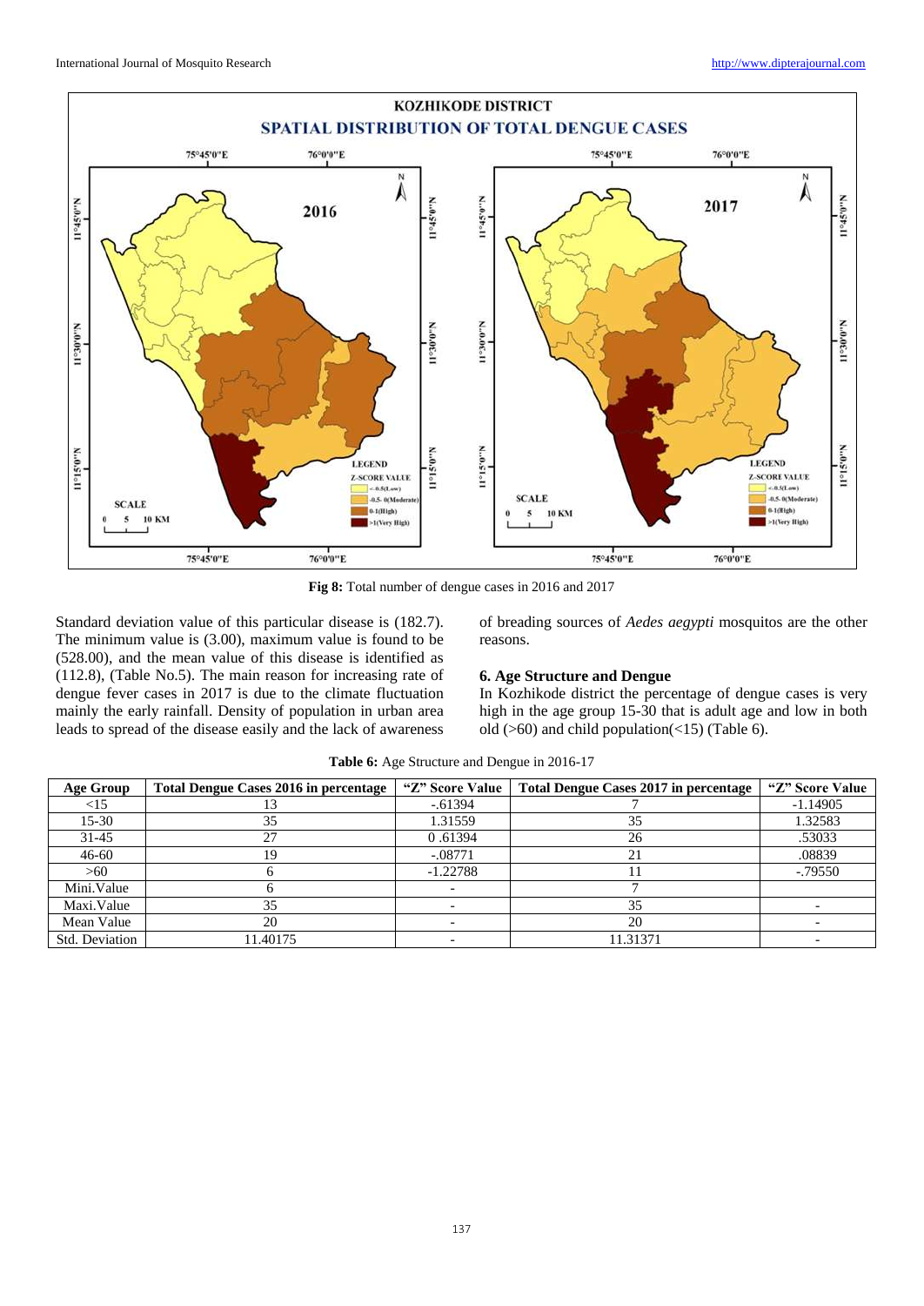Fig 8: Total number of dengue cases in 2016 and 2017

Standard deviation value of this particular disease is (182.7). The minimum value is (3.00), maximum value is found to be (528.00), and the mean value of this disease is identified as (112.8), (Table No.5). The main reason for increasing rate of dengue fever cases in 2017 is due to the climate fluctuation mainly the early rainfall. Density of population in urban area leads to spread of the disease easily and the lack of awareness of breading sources of *Aedes aegypti* mosquitos are the other reasons.

## 6. Age Structure and Dengue

In Kozhikode district the percentage of dengue cases is very high in the age group 15-30 that is adult age and low in both old (>60) and child population(<15) (Table 6).

**Table 6:** Age Structure and Dengue in 2016-17

| Age Group | Total Dengue Cases 2016 in percentage | "Z" Score Value | Total Dengue Cases 2017 in percentage | "Z" Score Value |
|---|---|---|---|---|
| <15 | 13 | -.61394 | 7 | -1.14905 |
| 15-30 | 35 | 1.31559 | 35 | 1.32583 |
| 31-45 | 27 | 0 .61394 | 26 | .53033 |
| 46-60 | 19 | -.08771 | 21 | .08839 |
| >60 | 6 | -1.22788 | 11 | -.79550 |
| Mini.Value | 6 | - | 7 | |
| Maxi.Value | 35 | - | 35 | - |
| Mean Value | 20 | - | 20 | - |
| Std. Deviation | 11.40175 | - | 11.31371 | - |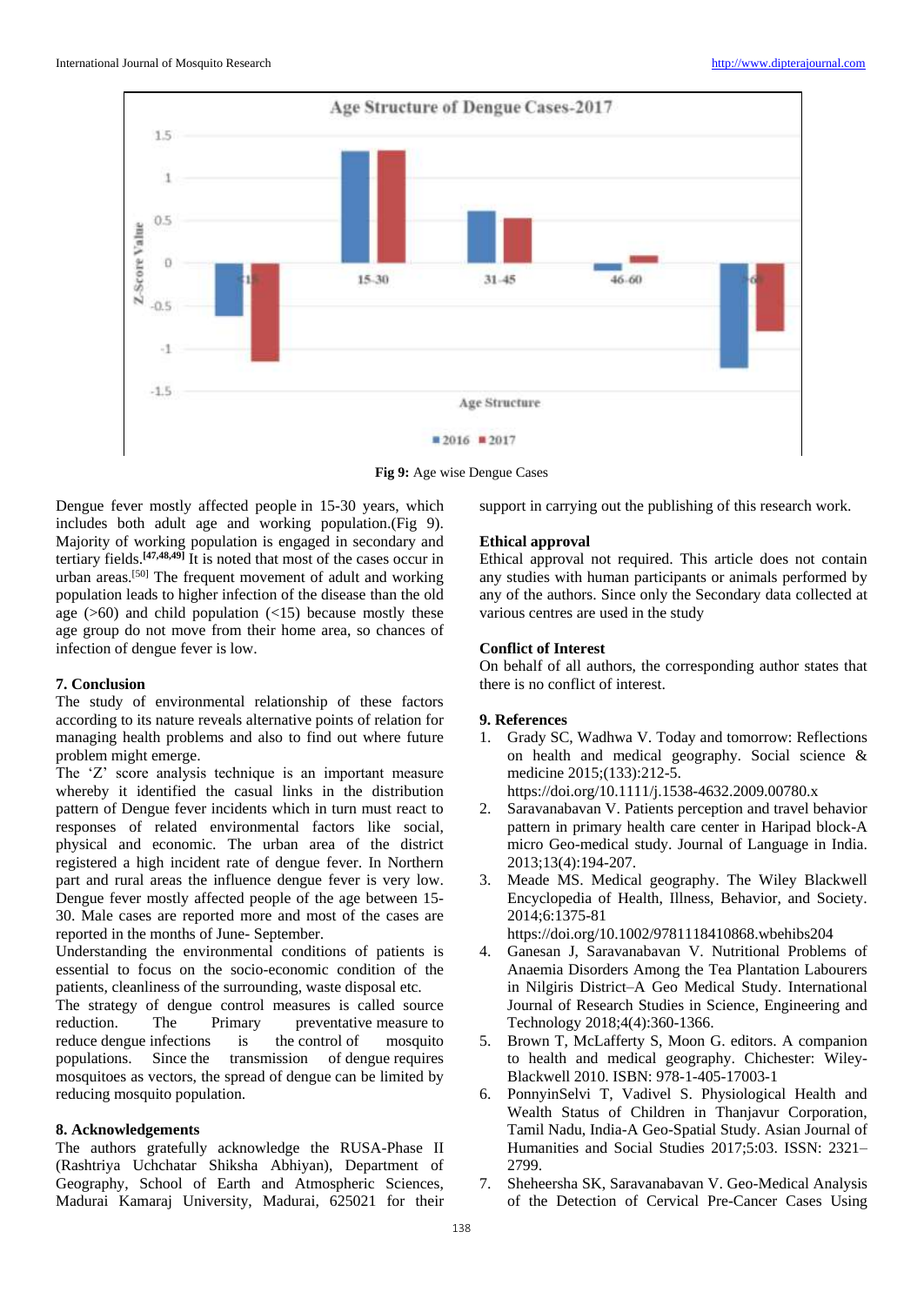Fig 9: Age wise Dengue Cases

Dengue fever mostly affected people in 15-30 years, which includes both adult age and working population.(Fig 9). Majority of working population is engaged in secondary and tertiary fields.[47,48,49] It is noted that most of the cases occur in urban areas.[50] The frequent movement of adult and working population leads to higher infection of the disease than the old age (>60) and child population (<15) because mostly these age group do not move from their home area, so chances of infection of dengue fever is low.

## 7. Conclusion

The study of environmental relationship of these factors according to its nature reveals alternative points of relation for managing health problems and also to find out where future problem might emerge.

The 'Z' score analysis technique is an important measure whereby it identified the casual links in the distribution pattern of Dengue fever incidents which in turn must react to responses of related environmental factors like social, physical and economic. The urban area of the district registered a high incident rate of dengue fever. In Northern part and rural areas the influence dengue fever is very low. Dengue fever mostly affected people of the age between 15-30. Male cases are reported more and most of the cases are reported in the months of June- September.

Understanding the environmental conditions of patients is essential to focus on the socio-economic condition of the patients, cleanliness of the surrounding, waste disposal etc.

The strategy of dengue control measures is called source reduction. The Primary preventative measure to reduce dengue infections is the control of mosquito populations. Since the transmission of dengue requires mosquitoes as vectors, the spread of dengue can be limited by reducing mosquito population.

## 8. Acknowledgements

The authors gratefully acknowledge the RUSA-Phase II (Rashtriya Uchchatar Shiksha Abhiyan), Department of Geography, School of Earth and Atmospheric Sciences, Madurai Kamaraj University, Madurai, 625021 for their support in carrying out the publishing of this research work.

## Ethical approval

Ethical approval not required. This article does not contain any studies with human participants or animals performed by any of the authors. Since only the Secondary data collected at various centres are used in the study

## Conflict of Interest

On behalf of all authors, the corresponding author states that there is no conflict of interest.

## 9. References

1. Grady SC, Wadhwa V. Today and tomorrow: Reflections on health and medical geography. Social science & medicine 2015;(133):212-5. https://doi.org/10.1111/j.1538-4632.2009.00780.x
2. Saravanabavan V. Patients perception and travel behavior pattern in primary health care center in Haripad block-A micro Geo-medical study. Journal of Language in India. 2013;13(4):194-207.
3. Meade MS. Medical geography. The Wiley Blackwell Encyclopedia of Health, Illness, Behavior, and Society. 2014;6:1375-81 https://doi.org/10.1002/9781118410868.wbehibs204
4. Ganesan J, Saravanabavan V. Nutritional Problems of Anaemia Disorders Among the Tea Plantation Labourers in Nilgiris District–A Geo Medical Study. International Journal of Research Studies in Science, Engineering and Technology 2018;4(4):360-1366.
5. Brown T, McLafferty S, Moon G. editors. A companion to health and medical geography. Chichester: Wiley-Blackwell 2010. ISBN: 978-1-405-17003-1
6. PonnyinSelvi T, Vadivel S. Physiological Health and Wealth Status of Children in Thanjavur Corporation, Tamil Nadu, India-A Geo-Spatial Study. Asian Journal of Humanities and Social Studies 2017;5:03. ISSN: 2321–2799.
7. Sheheersha SK, Saravanabavan V. Geo-Medical Analysis of the Detection of Cervical Pre-Cancer Cases Using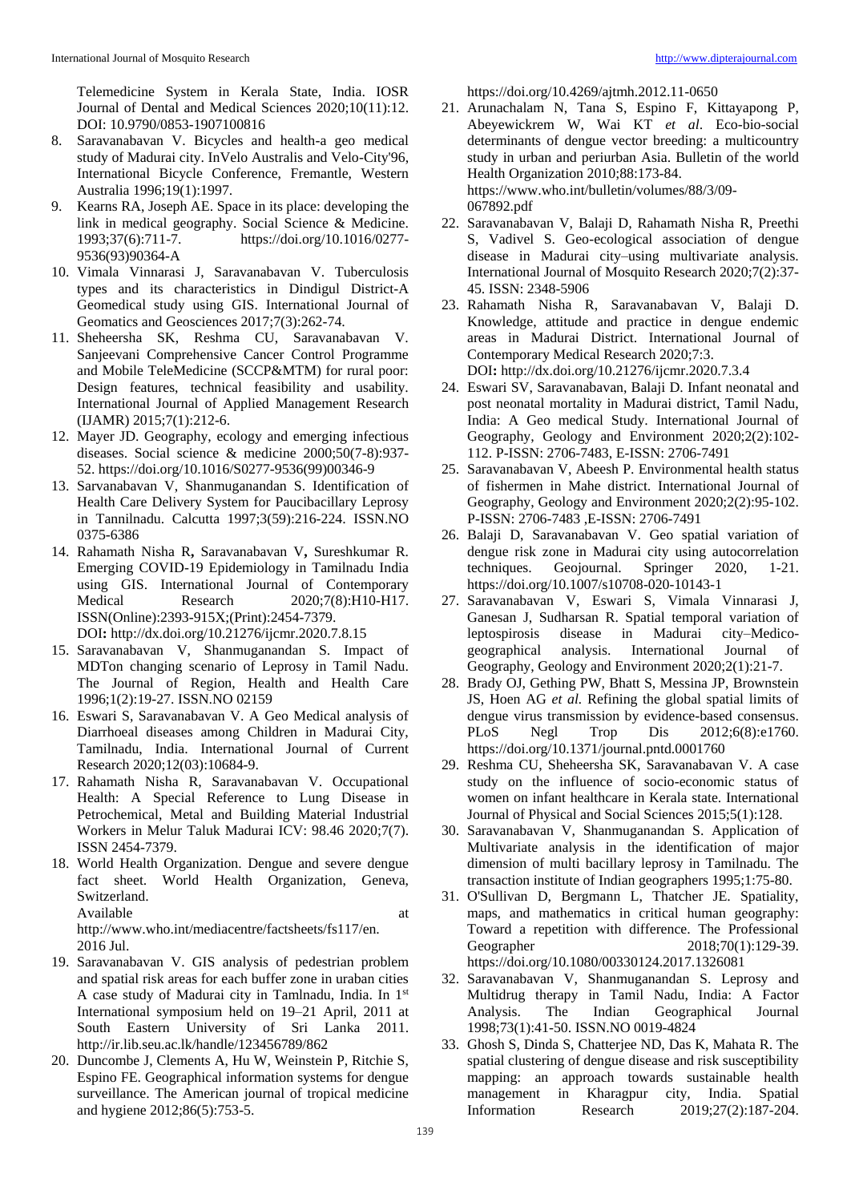Telemedicine System in Kerala State, India. IOSR Journal of Dental and Medical Sciences 2020;10(11):12. DOI: 10.9790/0853-1907100816

8. Saravanabavan V. Bicycles and health-a geo medical study of Madurai city. InVelo Australis and Velo-City'96, International Bicycle Conference, Fremantle, Western Australia 1996;19(1):1997.
9. Kearns RA, Joseph AE. Space in its place: developing the link in medical geography. Social Science & Medicine. 1993;37(6):711-7. https://doi.org/10.1016/0277-9536(93)90364-A
10. Vimala Vinnarasi J, Saravanabavan V. Tuberculosis types and its characteristics in Dindigul District-A Geomedical study using GIS. International Journal of Geomatics and Geosciences 2017;7(3):262-74.
11. Sheheersha SK, Reshma CU, Saravanabavan V. Sanjeevani Comprehensive Cancer Control Programme and Mobile TeleMedicine (SCCP&MTM) for rural poor: Design features, technical feasibility and usability. International Journal of Applied Management Research (IJAMR) 2015;7(1):212-6.
12. Mayer JD. Geography, ecology and emerging infectious diseases. Social science & medicine 2000;50(7-8):937-52. https://doi.org/10.1016/S0277-9536(99)00346-9
13. Sarvanabavan V, Shanmuganandan S. Identification of Health Care Delivery System for Paucibacillary Leprosy in Tannilnadu. Calcutta 1997;3(59):216-224. ISSN.NO 0375-6386
14. Rahamath Nisha R**,** Saravanabavan V**,** Sureshkumar R. Emerging COVID-19 Epidemiology in Tamilnadu India using GIS. International Journal of Contemporary Medical Research 2020;7(8):H10-H17. ISSN(Online):2393-915X;(Print):2454-7379. DOI**:** http://dx.doi.org/10.21276/ijcmr.2020.7.8.15
15. Saravanabavan V, Shanmuganandan S. Impact of MDTon changing scenario of Leprosy in Tamil Nadu. The Journal of Region, Health and Health Care 1996;1(2):19-27. ISSN.NO 02159
16. Eswari S, Saravanabavan V. A Geo Medical analysis of Diarrhoeal diseases among Children in Madurai City, Tamilnadu, India. International Journal of Current Research 2020;12(03):10684-9.
17. Rahamath Nisha R, Saravanabavan V. Occupational Health: A Special Reference to Lung Disease in Petrochemical, Metal and Building Material Industrial Workers in Melur Taluk Madurai ICV: 98.46 2020;7(7). ISSN 2454-7379.
18. World Health Organization. Dengue and severe dengue fact sheet. World Health Organization, Geneva, Switzerland. Available at http://www.who.int/mediacentre/factsheets/fs117/en. 2016 Jul.
19. Saravanabavan V. GIS analysis of pedestrian problem and spatial risk areas for each buffer zone in uraban cities A case study of Madurai city in Tamlnadu, India. In 1st International symposium held on 19–21 April, 2011 at South Eastern University of Sri Lanka 2011. http://ir.lib.seu.ac.lk/handle/123456789/862
20. Duncombe J, Clements A, Hu W, Weinstein P, Ritchie S, Espino FE. Geographical information systems for dengue surveillance. The American journal of tropical medicine and hygiene 2012;86(5):753-5. https://doi.org/10.4269/ajtmh.2012.11-0650
21. Arunachalam N, Tana S, Espino F, Kittayapong P, Abeyewickrem W, Wai KT *et al*. Eco-bio-social determinants of dengue vector breeding: a multicountry study in urban and periurban Asia. Bulletin of the world Health Organization 2010;88:173-84. https://www.who.int/bulletin/volumes/88/3/09-067892.pdf
22. Saravanabavan V, Balaji D, Rahamath Nisha R, Preethi S, Vadivel S. Geo-ecological association of dengue disease in Madurai city–using multivariate analysis. International Journal of Mosquito Research 2020;7(2):37-45. ISSN: 2348-5906
23. Rahamath Nisha R, Saravanabavan V, Balaji D. Knowledge, attitude and practice in dengue endemic areas in Madurai District. International Journal of Contemporary Medical Research 2020;7:3. DOI**:** http://dx.doi.org/10.21276/ijcmr.2020.7.3.4
24. Eswari SV, Saravanabavan, Balaji D. Infant neonatal and post neonatal mortality in Madurai district, Tamil Nadu, India: A Geo medical Study. International Journal of Geography, Geology and Environment 2020;2(2):102-112. P-ISSN: 2706-7483, E-ISSN: 2706-7491
25. Saravanabavan V, Abeesh P. Environmental health status of fishermen in Mahe district. International Journal of Geography, Geology and Environment 2020;2(2):95-102. P-ISSN: 2706-7483 ,E-ISSN: 2706-7491
26. Balaji D, Saravanabavan V. Geo spatial variation of dengue risk zone in Madurai city using autocorrelation techniques. Geojournal. Springer 2020, 1-21. https://doi.org/10.1007/s10708-020-10143-1
27. Saravanabavan V, Eswari S, Vimala Vinnarasi J, Ganesan J, Sudharsan R. Spatial temporal variation of leptospirosis disease in Madurai city–Medico-geographical analysis. International Journal of Geography, Geology and Environment 2020;2(1):21-7.
28. Brady OJ, Gething PW, Bhatt S, Messina JP, Brownstein JS, Hoen AG *et al.* Refining the global spatial limits of dengue virus transmission by evidence-based consensus. PLoS Negl Trop Dis 2012;6(8):e1760. https://doi.org/10.1371/journal.pntd.0001760
29. Reshma CU, Sheheersha SK, Saravanabavan V. A case study on the influence of socio-economic status of women on infant healthcare in Kerala state. International Journal of Physical and Social Sciences 2015;5(1):128.
30. Saravanabavan V, Shanmuganandan S. Application of Multivariate analysis in the identification of major dimension of multi bacillary leprosy in Tamilnadu. The transaction institute of Indian geographers 1995;1:75-80.
31. O'Sullivan D, Bergmann L, Thatcher JE. Spatiality, maps, and mathematics in critical human geography: Toward a repetition with difference. The Professional Geographer 2018;70(1):129-39. https://doi.org/10.1080/00330124.2017.1326081
32. Saravanabavan V, Shanmuganandan S. Leprosy and Multidrug therapy in Tamil Nadu, India: A Factor Analysis. The Indian Geographical Journal 1998;73(1):41-50. ISSN.NO 0019-4824
33. Ghosh S, Dinda S, Chatterjee ND, Das K, Mahata R. The spatial clustering of dengue disease and risk susceptibility mapping: an approach towards sustainable health management in Kharagpur city, India. Spatial Information Research 2019;27(2):187-204.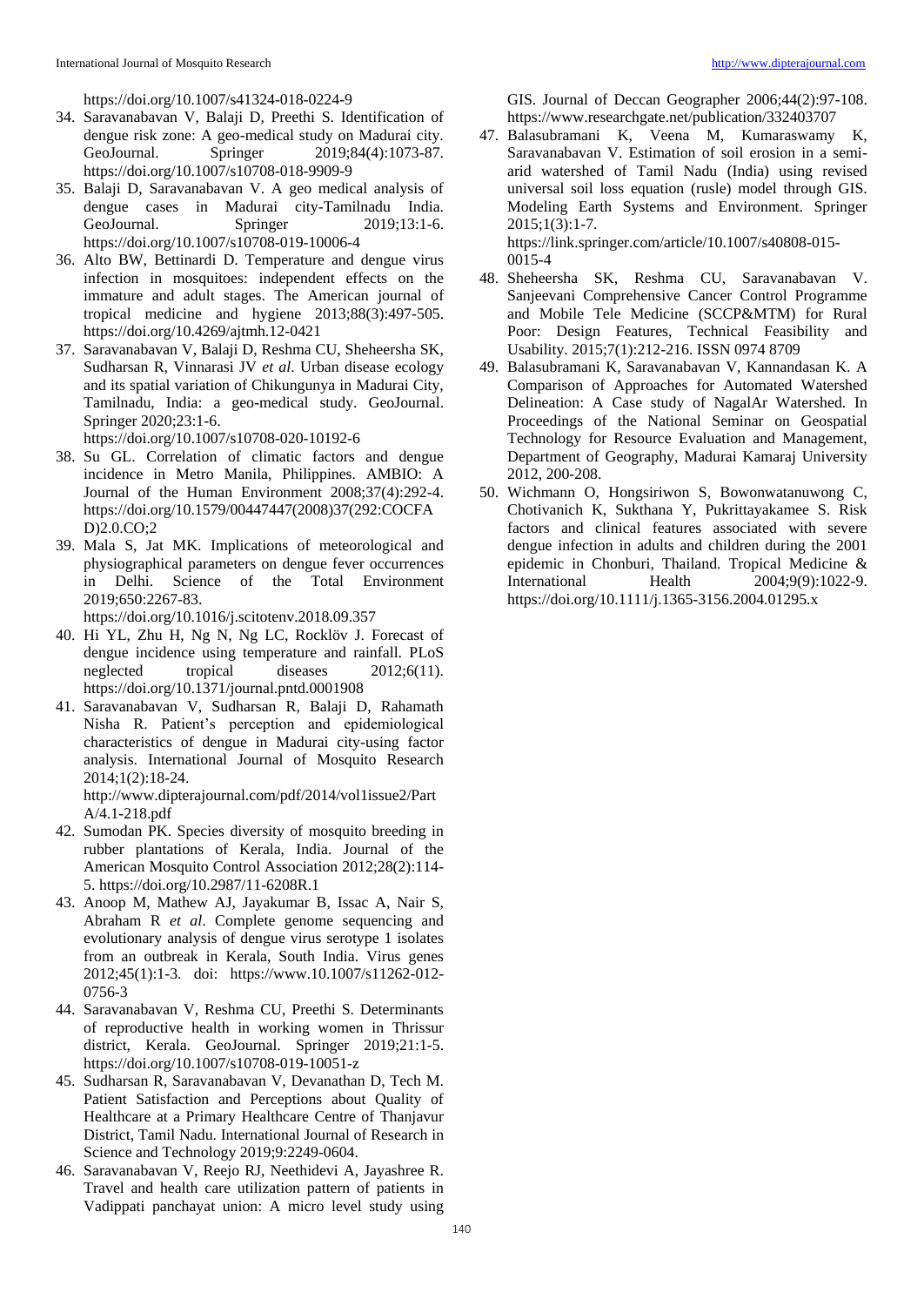https://doi.org/10.1007/s41324-018-0224-9

34. Saravanabavan V, Balaji D, Preethi S. Identification of dengue risk zone: A geo-medical study on Madurai city. GeoJournal. Springer 2019;84(4):1073-87. https://doi.org/10.1007/s10708-018-9909-9
35. Balaji D, Saravanabavan V. A geo medical analysis of dengue cases in Madurai city-Tamilnadu India. GeoJournal. Springer 2019;13:1-6. https://doi.org/10.1007/s10708-019-10006-4
36. Alto BW, Bettinardi D. Temperature and dengue virus infection in mosquitoes: independent effects on the immature and adult stages. The American journal of tropical medicine and hygiene 2013;88(3):497-505. https://doi.org/10.4269/ajtmh.12-0421
37. Saravanabavan V, Balaji D, Reshma CU, Sheheersha SK, Sudharsan R, Vinnarasi JV *et al*. Urban disease ecology and its spatial variation of Chikungunya in Madurai City, Tamilnadu, India: a geo-medical study. GeoJournal. Springer 2020;23:1-6. https://doi.org/10.1007/s10708-020-10192-6
38. Su GL. Correlation of climatic factors and dengue incidence in Metro Manila, Philippines. AMBIO: A Journal of the Human Environment 2008;37(4):292-4. https://doi.org/10.1579/00447447(2008)37(292:COCFAD)2.0.CO;2
39. Mala S, Jat MK. Implications of meteorological and physiographical parameters on dengue fever occurrences in Delhi. Science of the Total Environment 2019;650:2267-83. https://doi.org/10.1016/j.scitotenv.2018.09.357
40. Hi YL, Zhu H, Ng N, Ng LC, Rocklöv J. Forecast of dengue incidence using temperature and rainfall. PLoS neglected tropical diseases 2012;6(11). https://doi.org/10.1371/journal.pntd.0001908
41. Saravanabavan V, Sudharsan R, Balaji D, Rahamath Nisha R. Patient's perception and epidemiological characteristics of dengue in Madurai city-using factor analysis. International Journal of Mosquito Research 2014;1(2):18-24. http://www.dipterajournal.com/pdf/2014/vol1issue2/PartA/4.1-218.pdf
42. Sumodan PK. Species diversity of mosquito breeding in rubber plantations of Kerala, India. Journal of the American Mosquito Control Association 2012;28(2):114-5. https://doi.org/10.2987/11-6208R.1
43. Anoop M, Mathew AJ, Jayakumar B, Issac A, Nair S, Abraham R *et al*. Complete genome sequencing and evolutionary analysis of dengue virus serotype 1 isolates from an outbreak in Kerala, South India. Virus genes 2012;45(1):1-3. doi: https://www.10.1007/s11262-012-0756-3
44. Saravanabavan V, Reshma CU, Preethi S. Determinants of reproductive health in working women in Thrissur district, Kerala. GeoJournal. Springer 2019;21:1-5. https://doi.org/10.1007/s10708-019-10051-z
45. Sudharsan R, Saravanabavan V, Devanathan D, Tech M. Patient Satisfaction and Perceptions about Quality of Healthcare at a Primary Healthcare Centre of Thanjavur District, Tamil Nadu. International Journal of Research in Science and Technology 2019;9:2249-0604.
46. Saravanabavan V, Reejo RJ, Neethidevi A, Jayashree R. Travel and health care utilization pattern of patients in Vadippati panchayat union: A micro level study using GIS. Journal of Deccan Geographer 2006;44(2):97-108. https://www.researchgate.net/publication/332403707
47. Balasubramani K, Veena M, Kumaraswamy K, Saravanabavan V. Estimation of soil erosion in a semi-arid watershed of Tamil Nadu (India) using revised universal soil loss equation (rusle) model through GIS. Modeling Earth Systems and Environment. Springer 2015;1(3):1-7. https://link.springer.com/article/10.1007/s40808-015-0015-4
48. Sheheersha SK, Reshma CU, Saravanabavan V. Sanjeevani Comprehensive Cancer Control Programme and Mobile Tele Medicine (SCCP&MTM) for Rural Poor: Design Features, Technical Feasibility and Usability. 2015;7(1):212-216. ISSN 0974 8709
49. Balasubramani K, Saravanabavan V, Kannandasan K. A Comparison of Approaches for Automated Watershed Delineation: A Case study of NagalAr Watershed. In Proceedings of the National Seminar on Geospatial Technology for Resource Evaluation and Management, Department of Geography, Madurai Kamaraj University 2012, 200-208.
50. Wichmann O, Hongsiriwon S, Bowonwatanuwong C, Chotivanich K, Sukthana Y, Pukrittayakamee S. Risk factors and clinical features associated with severe dengue infection in adults and children during the 2001 epidemic in Chonburi, Thailand. Tropical Medicine & International Health 2004;9(9):1022-9. https://doi.org/10.1111/j.1365-3156.2004.01295.x